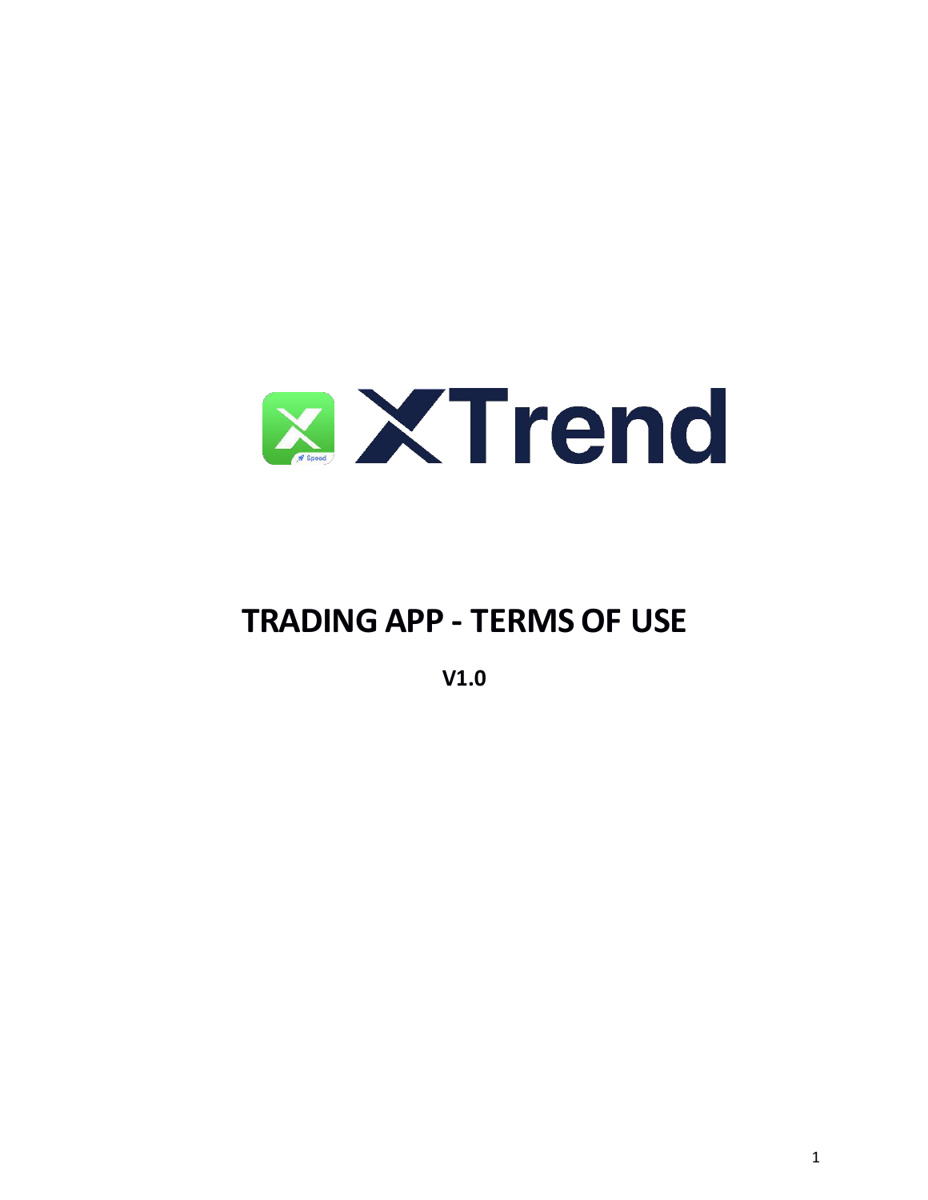XTrend

# TRADING APP - TERMS OF USE

**V1.0**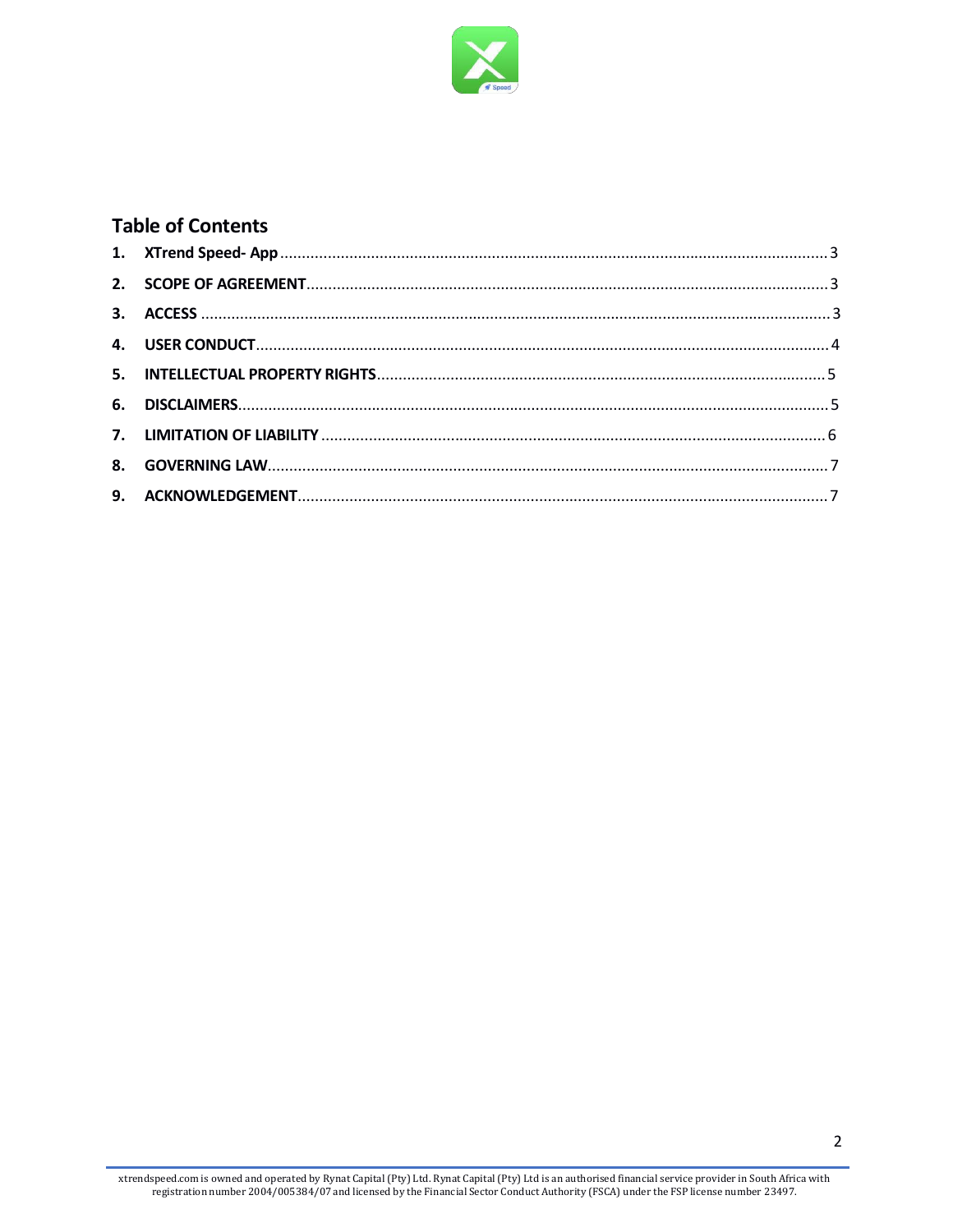## Table of Contents

1. **XTrend Speed- App** ........ 3
2. **SCOPE OF AGREEMENT** ........ 3
3. **ACCESS** ........ 3
4. **USER CONDUCT** ........ 4
5. **INTELLECTUAL PROPERTY RIGHTS** ........ 5
6. **DISCLAIMERS** ........ 5
7. **LIMITATION OF LIABILITY** ........ 6
8. **GOVERNING LAW** ........ 7
9. **ACKNOWLEDGEMENT** ........ 7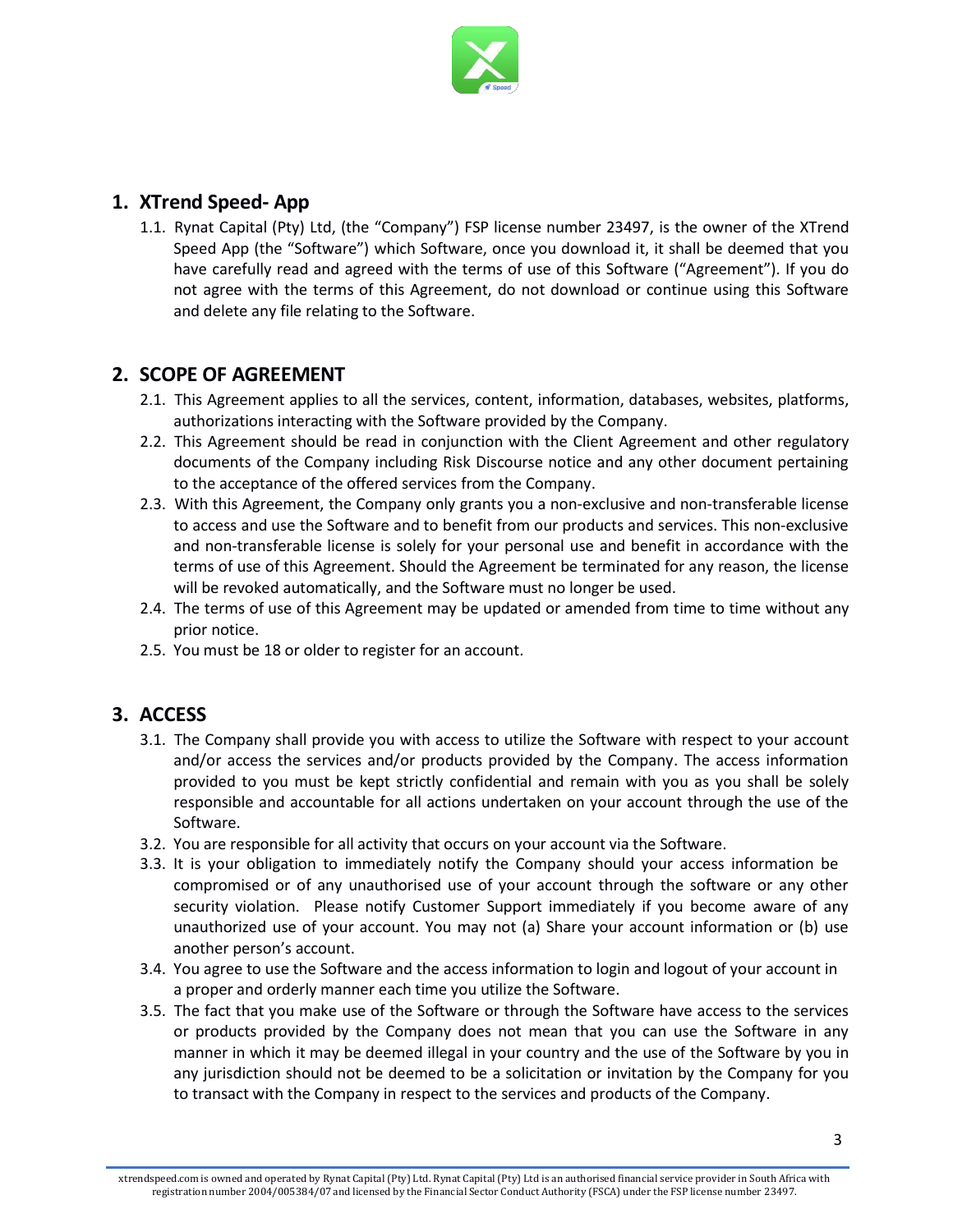## 1. XTrend Speed- App

1.1. Rynat Capital (Pty) Ltd, (the "Company") FSP license number 23497, is the owner of the XTrend Speed App (the "Software") which Software, once you download it, it shall be deemed that you have carefully read and agreed with the terms of use of this Software ("Agreement"). If you do not agree with the terms of this Agreement, do not download or continue using this Software and delete any file relating to the Software.

## 2. SCOPE OF AGREEMENT

2.1. This Agreement applies to all the services, content, information, databases, websites, platforms, authorizations interacting with the Software provided by the Company.

2.2. This Agreement should be read in conjunction with the Client Agreement and other regulatory documents of the Company including Risk Discourse notice and any other document pertaining to the acceptance of the offered services from the Company.

2.3. With this Agreement, the Company only grants you a non-exclusive and non-transferable license to access and use the Software and to benefit from our products and services. This non-exclusive and non-transferable license is solely for your personal use and benefit in accordance with the terms of use of this Agreement. Should the Agreement be terminated for any reason, the license will be revoked automatically, and the Software must no longer be used.

2.4. The terms of use of this Agreement may be updated or amended from time to time without any prior notice.

2.5. You must be 18 or older to register for an account.

## 3. ACCESS

3.1. The Company shall provide you with access to utilize the Software with respect to your account and/or access the services and/or products provided by the Company. The access information provided to you must be kept strictly confidential and remain with you as you shall be solely responsible and accountable for all actions undertaken on your account through the use of the Software.

3.2. You are responsible for all activity that occurs on your account via the Software.

3.3. It is your obligation to immediately notify the Company should your access information be compromised or of any unauthorised use of your account through the software or any other security violation. Please notify Customer Support immediately if you become aware of any unauthorized use of your account. You may not (a) Share your account information or (b) use another person's account.

3.4. You agree to use the Software and the access information to login and logout of your account in a proper and orderly manner each time you utilize the Software.

3.5. The fact that you make use of the Software or through the Software have access to the services or products provided by the Company does not mean that you can use the Software in any manner in which it may be deemed illegal in your country and the use of the Software by you in any jurisdiction should not be deemed to be a solicitation or invitation by the Company for you to transact with the Company in respect to the services and products of the Company.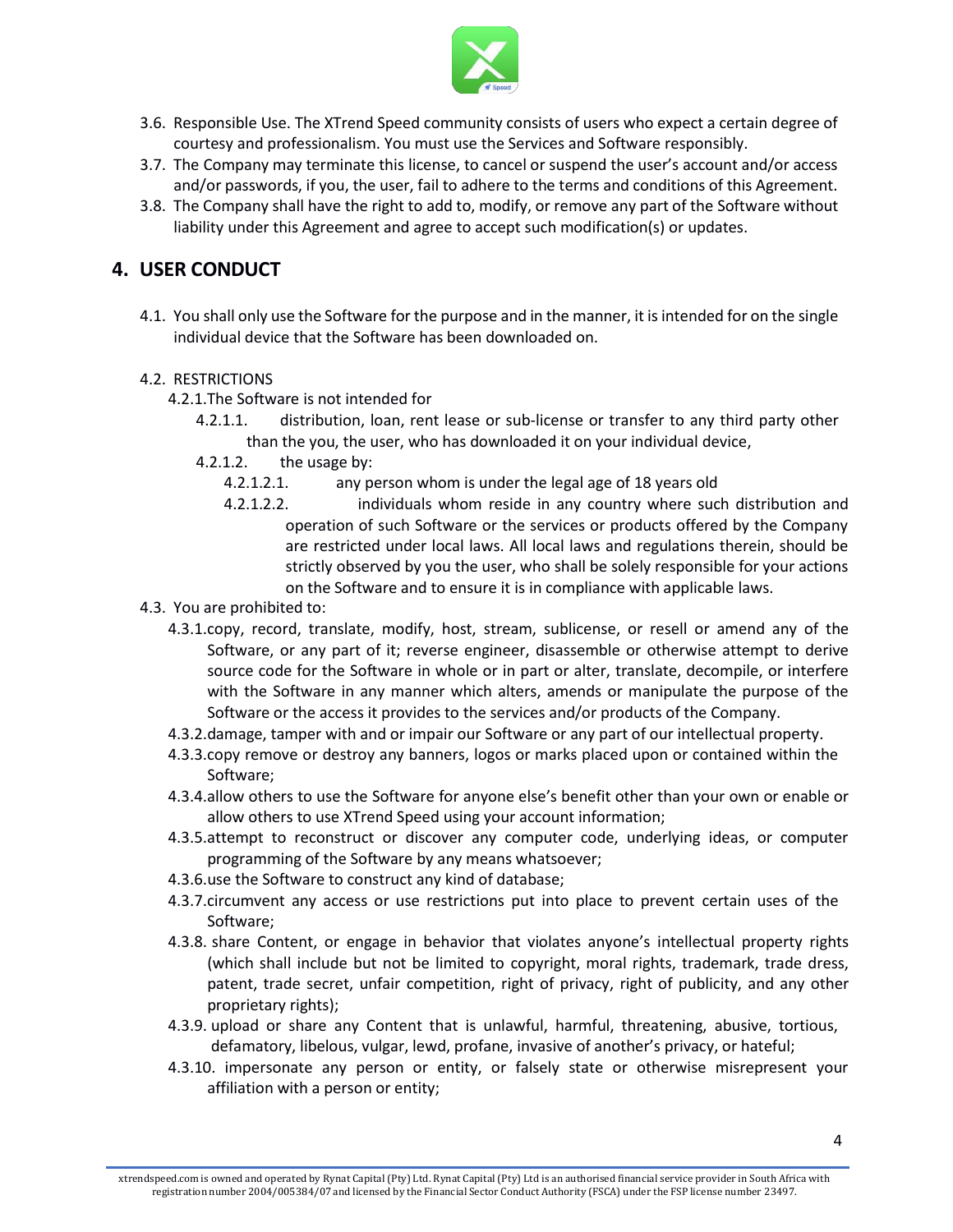3.6. Responsible Use. The XTrend Speed community consists of users who expect a certain degree of courtesy and professionalism. You must use the Services and Software responsibly.

3.7. The Company may terminate this license, to cancel or suspend the user's account and/or access and/or passwords, if you, the user, fail to adhere to the terms and conditions of this Agreement.

3.8. The Company shall have the right to add to, modify, or remove any part of the Software without liability under this Agreement and agree to accept such modification(s) or updates.

## 4. USER CONDUCT

4.1. You shall only use the Software for the purpose and in the manner, it is intended for on the single individual device that the Software has been downloaded on.

4.2. RESTRICTIONS

4.2.1. The Software is not intended for

4.2.1.1. distribution, loan, rent lease or sub-license or transfer to any third party other than the you, the user, who has downloaded it on your individual device,

4.2.1.2. the usage by:

4.2.1.2.1. any person whom is under the legal age of 18 years old

4.2.1.2.2. individuals whom reside in any country where such distribution and operation of such Software or the services or products offered by the Company are restricted under local laws. All local laws and regulations therein, should be strictly observed by you the user, who shall be solely responsible for your actions on the Software and to ensure it is in compliance with applicable laws.

4.3. You are prohibited to:

4.3.1. copy, record, translate, modify, host, stream, sublicense, or resell or amend any of the Software, or any part of it; reverse engineer, disassemble or otherwise attempt to derive source code for the Software in whole or in part or alter, translate, decompile, or interfere with the Software in any manner which alters, amends or manipulate the purpose of the Software or the access it provides to the services and/or products of the Company.

4.3.2. damage, tamper with and or impair our Software or any part of our intellectual property.

4.3.3. copy remove or destroy any banners, logos or marks placed upon or contained within the Software;

4.3.4. allow others to use the Software for anyone else's benefit other than your own or enable or allow others to use XTrend Speed using your account information;

4.3.5. attempt to reconstruct or discover any computer code, underlying ideas, or computer programming of the Software by any means whatsoever;

4.3.6. use the Software to construct any kind of database;

4.3.7. circumvent any access or use restrictions put into place to prevent certain uses of the Software;

4.3.8. share Content, or engage in behavior that violates anyone's intellectual property rights (which shall include but not be limited to copyright, moral rights, trademark, trade dress, patent, trade secret, unfair competition, right of privacy, right of publicity, and any other proprietary rights);

4.3.9. upload or share any Content that is unlawful, harmful, threatening, abusive, tortious, defamatory, libelous, vulgar, lewd, profane, invasive of another's privacy, or hateful;

4.3.10. impersonate any person or entity, or falsely state or otherwise misrepresent your affiliation with a person or entity;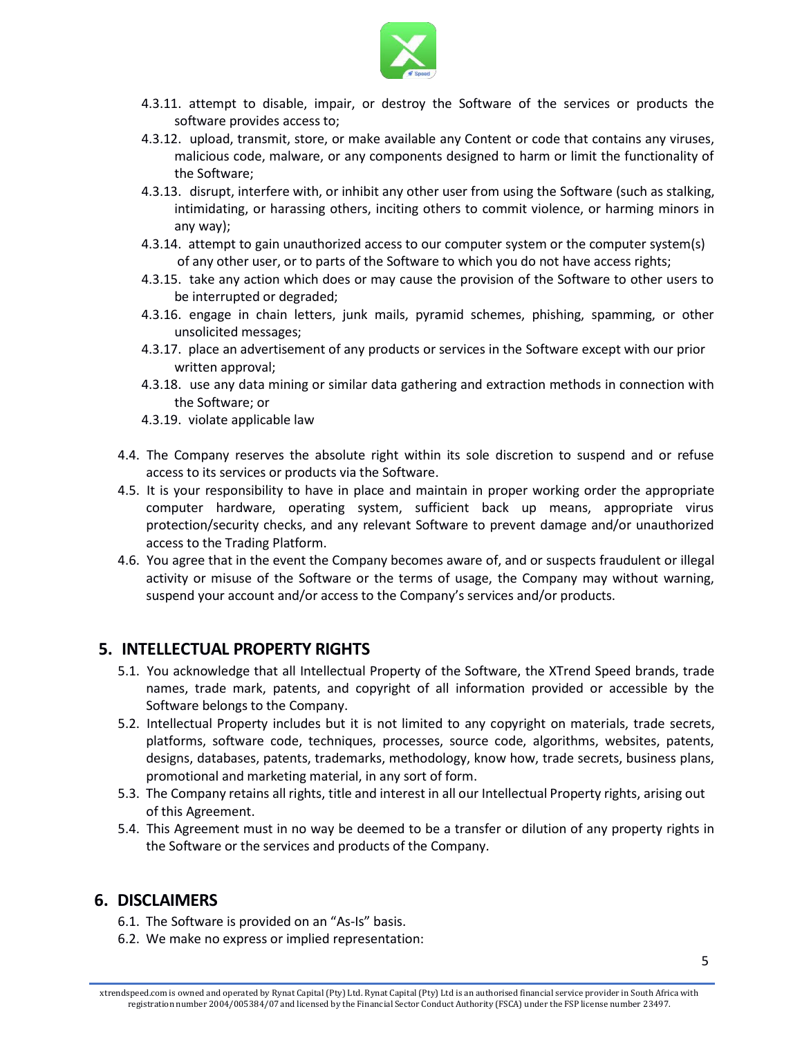4.3.11. attempt to disable, impair, or destroy the Software of the services or products the software provides access to;

4.3.12. upload, transmit, store, or make available any Content or code that contains any viruses, malicious code, malware, or any components designed to harm or limit the functionality of the Software;

4.3.13. disrupt, interfere with, or inhibit any other user from using the Software (such as stalking, intimidating, or harassing others, inciting others to commit violence, or harming minors in any way);

4.3.14. attempt to gain unauthorized access to our computer system or the computer system(s) of any other user, or to parts of the Software to which you do not have access rights;

4.3.15. take any action which does or may cause the provision of the Software to other users to be interrupted or degraded;

4.3.16. engage in chain letters, junk mails, pyramid schemes, phishing, spamming, or other unsolicited messages;

4.3.17. place an advertisement of any products or services in the Software except with our prior written approval;

4.3.18. use any data mining or similar data gathering and extraction methods in connection with the Software; or

4.3.19. violate applicable law

4.4. The Company reserves the absolute right within its sole discretion to suspend and or refuse access to its services or products via the Software.

4.5. It is your responsibility to have in place and maintain in proper working order the appropriate computer hardware, operating system, sufficient back up means, appropriate virus protection/security checks, and any relevant Software to prevent damage and/or unauthorized access to the Trading Platform.

4.6. You agree that in the event the Company becomes aware of, and or suspects fraudulent or illegal activity or misuse of the Software or the terms of usage, the Company may without warning, suspend your account and/or access to the Company's services and/or products.

## 5. INTELLECTUAL PROPERTY RIGHTS

5.1. You acknowledge that all Intellectual Property of the Software, the XTrend Speed brands, trade names, trade mark, patents, and copyright of all information provided or accessible by the Software belongs to the Company.

5.2. Intellectual Property includes but it is not limited to any copyright on materials, trade secrets, platforms, software code, techniques, processes, source code, algorithms, websites, patents, designs, databases, patents, trademarks, methodology, know how, trade secrets, business plans, promotional and marketing material, in any sort of form.

5.3. The Company retains all rights, title and interest in all our Intellectual Property rights, arising out of this Agreement.

5.4. This Agreement must in no way be deemed to be a transfer or dilution of any property rights in the Software or the services and products of the Company.

## 6. DISCLAIMERS

6.1. The Software is provided on an "As-Is" basis.

6.2. We make no express or implied representation: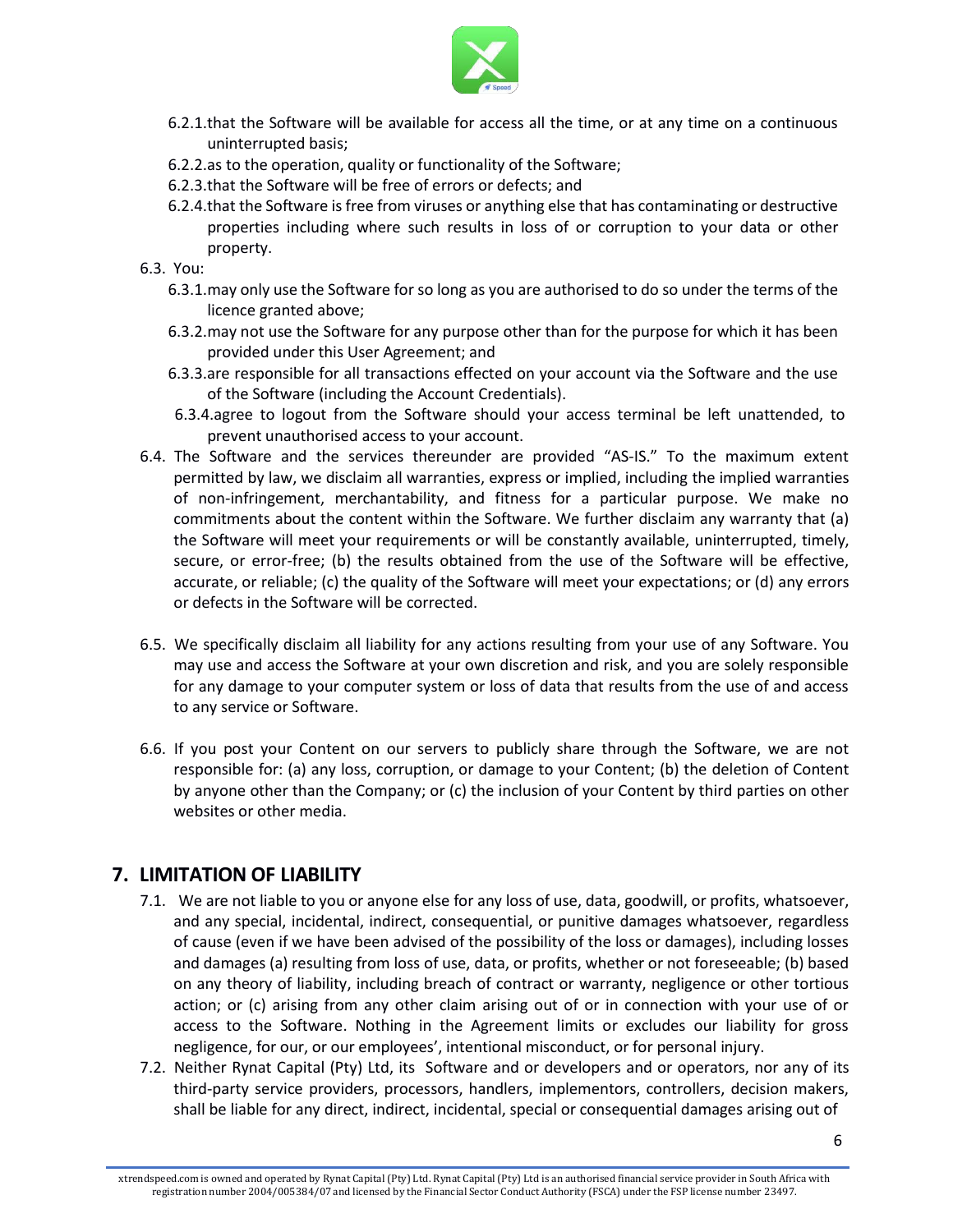6.2.1. that the Software will be available for access all the time, or at any time on a continuous uninterrupted basis;

6.2.2. as to the operation, quality or functionality of the Software;

6.2.3. that the Software will be free of errors or defects; and

6.2.4. that the Software is free from viruses or anything else that has contaminating or destructive properties including where such results in loss of or corruption to your data or other property.

6.3. You:

6.3.1. may only use the Software for so long as you are authorised to do so under the terms of the licence granted above;

6.3.2. may not use the Software for any purpose other than for the purpose for which it has been provided under this User Agreement; and

6.3.3. are responsible for all transactions effected on your account via the Software and the use of the Software (including the Account Credentials).

6.3.4. agree to logout from the Software should your access terminal be left unattended, to prevent unauthorised access to your account.

6.4. The Software and the services thereunder are provided "AS-IS." To the maximum extent permitted by law, we disclaim all warranties, express or implied, including the implied warranties of non-infringement, merchantability, and fitness for a particular purpose. We make no commitments about the content within the Software. We further disclaim any warranty that (a) the Software will meet your requirements or will be constantly available, uninterrupted, timely, secure, or error-free; (b) the results obtained from the use of the Software will be effective, accurate, or reliable; (c) the quality of the Software will meet your expectations; or (d) any errors or defects in the Software will be corrected.

6.5. We specifically disclaim all liability for any actions resulting from your use of any Software. You may use and access the Software at your own discretion and risk, and you are solely responsible for any damage to your computer system or loss of data that results from the use of and access to any service or Software.

6.6. If you post your Content on our servers to publicly share through the Software, we are not responsible for: (a) any loss, corruption, or damage to your Content; (b) the deletion of Content by anyone other than the Company; or (c) the inclusion of your Content by third parties on other websites or other media.

## 7. LIMITATION OF LIABILITY

7.1. We are not liable to you or anyone else for any loss of use, data, goodwill, or profits, whatsoever, and any special, incidental, indirect, consequential, or punitive damages whatsoever, regardless of cause (even if we have been advised of the possibility of the loss or damages), including losses and damages (a) resulting from loss of use, data, or profits, whether or not foreseeable; (b) based on any theory of liability, including breach of contract or warranty, negligence or other tortious action; or (c) arising from any other claim arising out of or in connection with your use of or access to the Software. Nothing in the Agreement limits or excludes our liability for gross negligence, for our, or our employees', intentional misconduct, or for personal injury.

7.2. Neither Rynat Capital (Pty) Ltd, its Software and or developers and or operators, nor any of its third-party service providers, processors, handlers, implementors, controllers, decision makers, shall be liable for any direct, indirect, incidental, special or consequential damages arising out of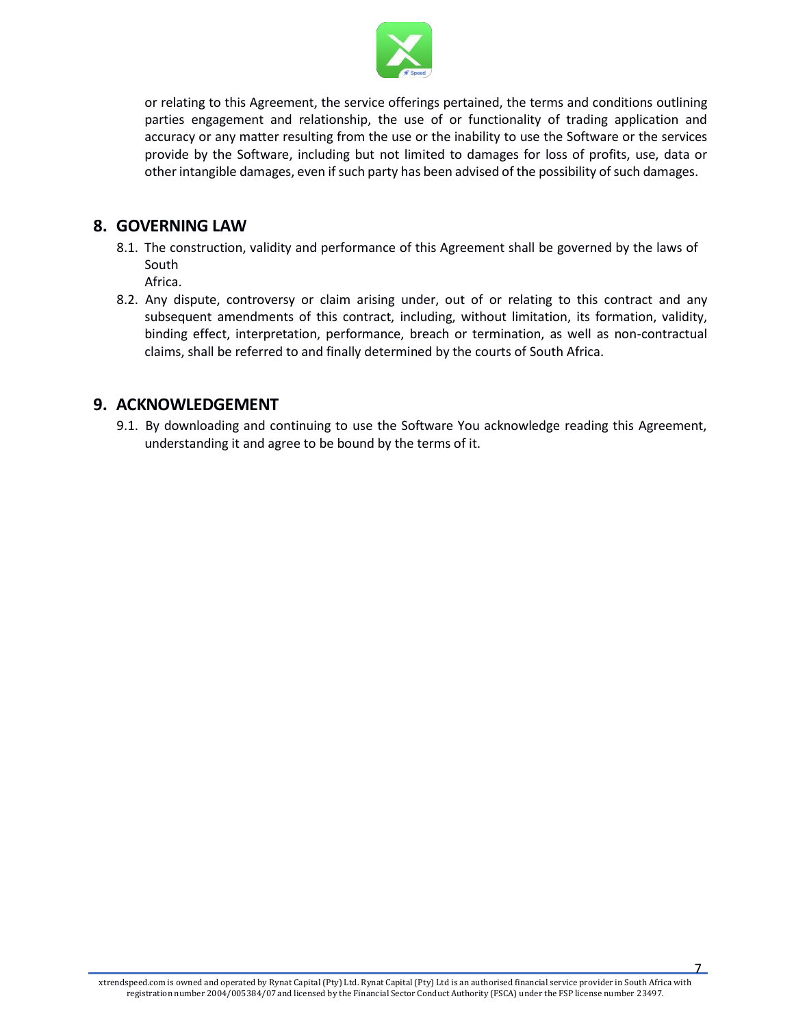or relating to this Agreement, the service offerings pertained, the terms and conditions outlining parties engagement and relationship, the use of or functionality of trading application and accuracy or any matter resulting from the use or the inability to use the Software or the services provide by the Software, including but not limited to damages for loss of profits, use, data or other intangible damages, even if such party has been advised of the possibility of such damages.

## 8. GOVERNING LAW

8.1. The construction, validity and performance of this Agreement shall be governed by the laws of South Africa.

8.2. Any dispute, controversy or claim arising under, out of or relating to this contract and any subsequent amendments of this contract, including, without limitation, its formation, validity, binding effect, interpretation, performance, breach or termination, as well as non-contractual claims, shall be referred to and finally determined by the courts of South Africa.

## 9. ACKNOWLEDGEMENT

9.1. By downloading and continuing to use the Software You acknowledge reading this Agreement, understanding it and agree to be bound by the terms of it.